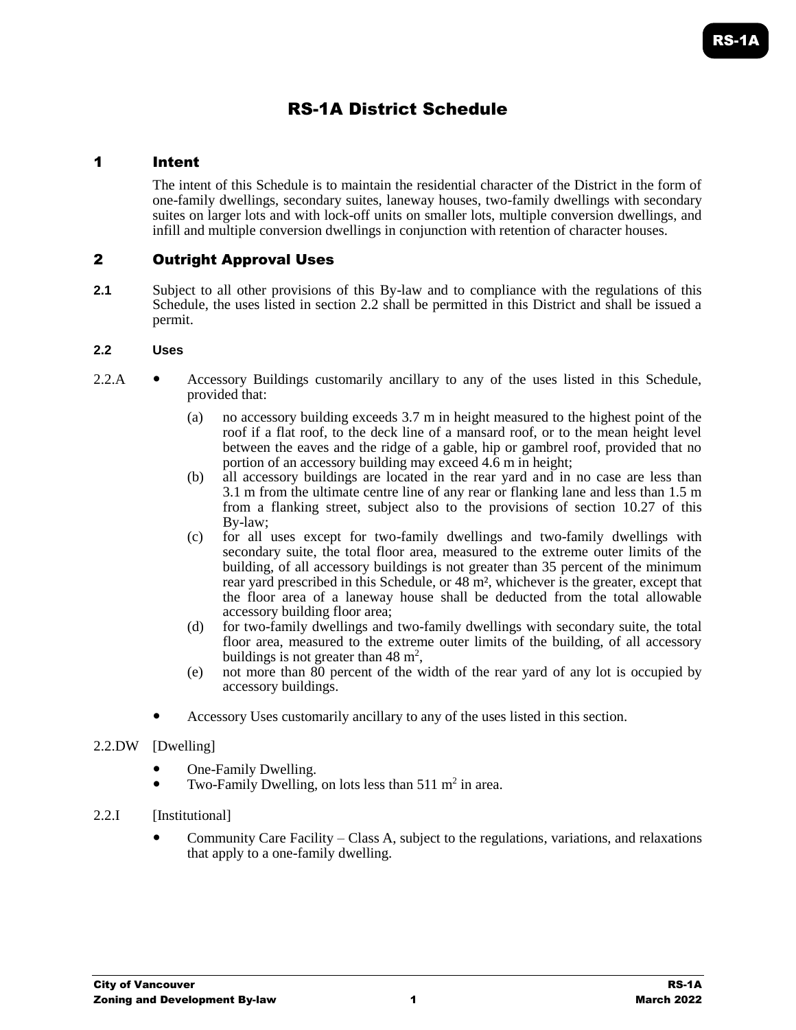# RS-1A District Schedule

## 1 Intent

The intent of this Schedule is to maintain the residential character of the District in the form of one-family dwellings, secondary suites, laneway houses, two-family dwellings with secondary suites on larger lots and with lock-off units on smaller lots, multiple conversion dwellings, and infill and multiple conversion dwellings in conjunction with retention of character houses.

## 2 Outright Approval Uses

**2.1** Subject to all other provisions of this By-law and to compliance with the regulations of this Schedule, the uses listed in section 2.2 shall be permitted in this District and shall be issued a permit.

### 2.2 Uses

2.2.A

- Accessory Buildings customarily ancillary to any of the uses listed in this Schedule, provided that:
  - (a) no accessory building exceeds 3.7 m in height measured to the highest point of the roof if a flat roof, to the deck line of a mansard roof, or to the mean height level between the eaves and the ridge of a gable, hip or gambrel roof, provided that no portion of an accessory building may exceed 4.6 m in height;
  - (b) all accessory buildings are located in the rear yard and in no case are less than 3.1 m from the ultimate centre line of any rear or flanking lane and less than 1.5 m from a flanking street, subject also to the provisions of section 10.27 of this By-law;
  - (c) for all uses except for two-family dwellings and two-family dwellings with secondary suite, the total floor area, measured to the extreme outer limits of the building, of all accessory buildings is not greater than 35 percent of the minimum rear yard prescribed in this Schedule, or 48 $m^2$, whichever is the greater, except that the floor area of a laneway house shall be deducted from the total allowable accessory building floor area;
  - (d) for two-family dwellings and two-family dwellings with secondary suite, the total floor area, measured to the extreme outer limits of the building, of all accessory buildings is not greater than 48 $m^2$,
  - (e) not more than 80 percent of the width of the rear yard of any lot is occupied by accessory buildings.
- Accessory Uses customarily ancillary to any of the uses listed in this section.

2.2.DW [Dwelling]

- One-Family Dwelling.
- Two-Family Dwelling, on lots less than 511 $m^2$ in area.

2.2.I [Institutional]

- Community Care Facility – Class A, subject to the regulations, variations, and relaxations that apply to a one-family dwelling.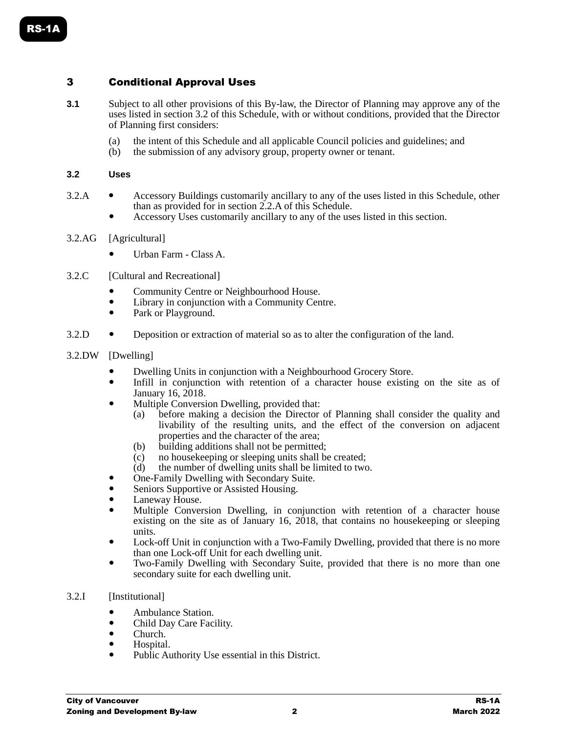## 3 Conditional Approval Uses

**3.1** Subject to all other provisions of this By-law, the Director of Planning may approve any of the uses listed in section 3.2 of this Schedule, with or without conditions, provided that the Director of Planning first considers:

(a) the intent of this Schedule and all applicable Council policies and guidelines; and
(b) the submission of any advisory group, property owner or tenant.

### 3.2 Uses

3.2.A
- Accessory Buildings customarily ancillary to any of the uses listed in this Schedule, other than as provided for in section 2.2.A of this Schedule.
- Accessory Uses customarily ancillary to any of the uses listed in this section.

3.2.AG [Agricultural]
- Urban Farm - Class A.

3.2.C [Cultural and Recreational]
- Community Centre or Neighbourhood House.
- Library in conjunction with a Community Centre.
- Park or Playground.

3.2.D
- Deposition or extraction of material so as to alter the configuration of the land.

3.2.DW [Dwelling]
- Dwelling Units in conjunction with a Neighbourhood Grocery Store.
- Infill in conjunction with retention of a character house existing on the site as of January 16, 2018.
- Multiple Conversion Dwelling, provided that:
  - (a) before making a decision the Director of Planning shall consider the quality and livability of the resulting units, and the effect of the conversion on adjacent properties and the character of the area;
  - (b) building additions shall not be permitted;
  - (c) no housekeeping or sleeping units shall be created;
  - (d) the number of dwelling units shall be limited to two.
- One-Family Dwelling with Secondary Suite.
- Seniors Supportive or Assisted Housing.
- Laneway House.
- Multiple Conversion Dwelling, in conjunction with retention of a character house existing on the site as of January 16, 2018, that contains no housekeeping or sleeping units.
- Lock-off Unit in conjunction with a Two-Family Dwelling, provided that there is no more than one Lock-off Unit for each dwelling unit.
- Two-Family Dwelling with Secondary Suite, provided that there is no more than one secondary suite for each dwelling unit.

3.2.I [Institutional]
- Ambulance Station.
- Child Day Care Facility.
- Church.
- Hospital.
- Public Authority Use essential in this District.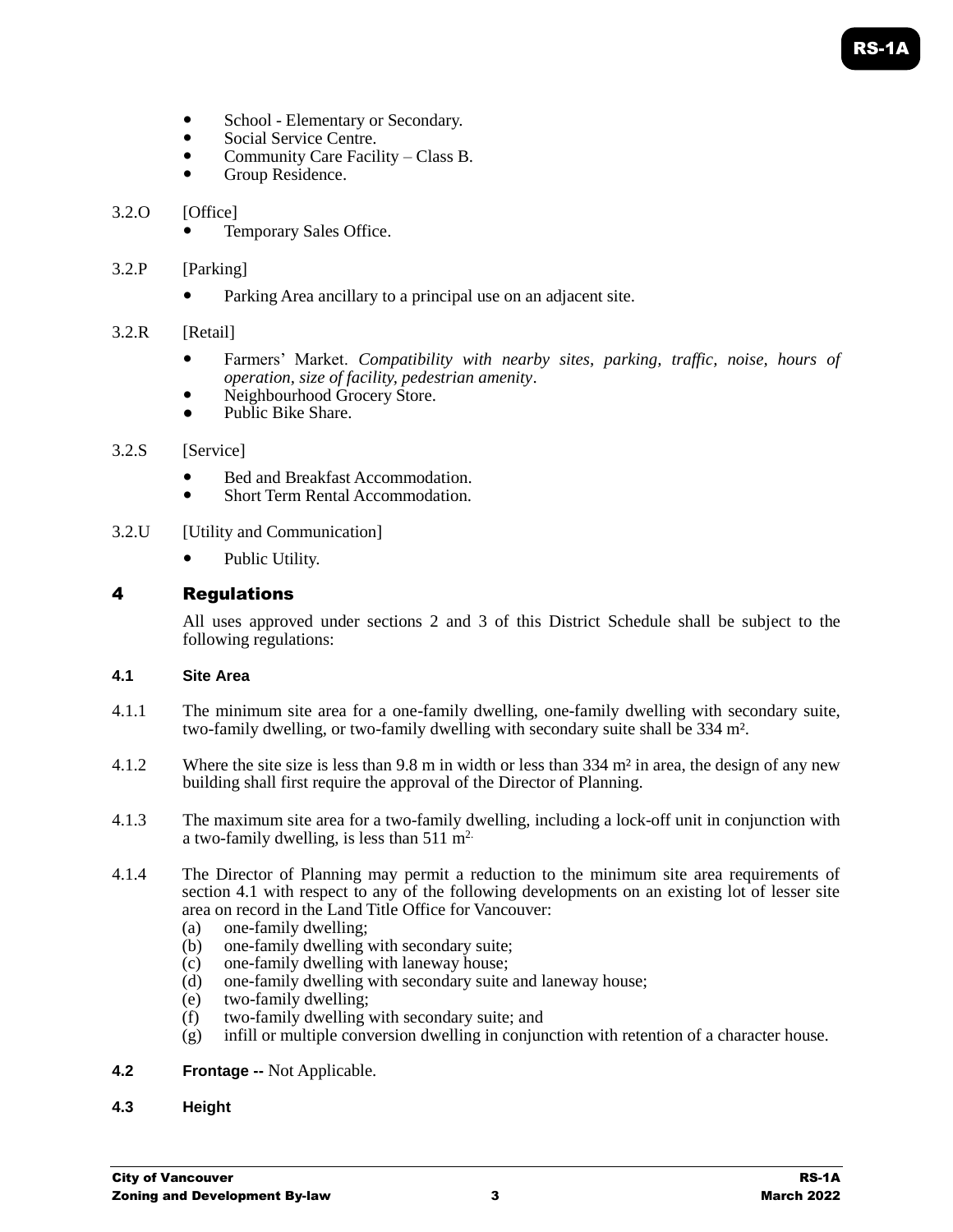- School - Elementary or Secondary.
- Social Service Centre.
- Community Care Facility – Class B.
- Group Residence.

3.2.O [Office]

- Temporary Sales Office.

3.2.P [Parking]

- Parking Area ancillary to a principal use on an adjacent site.

3.2.R [Retail]

- Farmers' Market. *Compatibility with nearby sites, parking, traffic, noise, hours of operation, size of facility, pedestrian amenity*.
- Neighbourhood Grocery Store.
- Public Bike Share.

3.2.S [Service]

- Bed and Breakfast Accommodation.
- Short Term Rental Accommodation.

3.2.U [Utility and Communication]

- Public Utility.

## 4 Regulations

All uses approved under sections 2 and 3 of this District Schedule shall be subject to the following regulations:

### 4.1 Site Area

4.1.1 The minimum site area for a one-family dwelling, one-family dwelling with secondary suite, two-family dwelling, or two-family dwelling with secondary suite shall be 334 m².

4.1.2 Where the site size is less than 9.8 m in width or less than 334 m² in area, the design of any new building shall first require the approval of the Director of Planning.

4.1.3 The maximum site area for a two-family dwelling, including a lock-off unit in conjunction with a two-family dwelling, is less than 511 m².

4.1.4 The Director of Planning may permit a reduction to the minimum site area requirements of section 4.1 with respect to any of the following developments on an existing lot of lesser site area on record in the Land Title Office for Vancouver:

(a) one-family dwelling;
(b) one-family dwelling with secondary suite;
(c) one-family dwelling with laneway house;
(d) one-family dwelling with secondary suite and laneway house;
(e) two-family dwelling;
(f) two-family dwelling with secondary suite; and
(g) infill or multiple conversion dwelling in conjunction with retention of a character house.

### 4.2 Frontage -- Not Applicable.

### 4.3 Height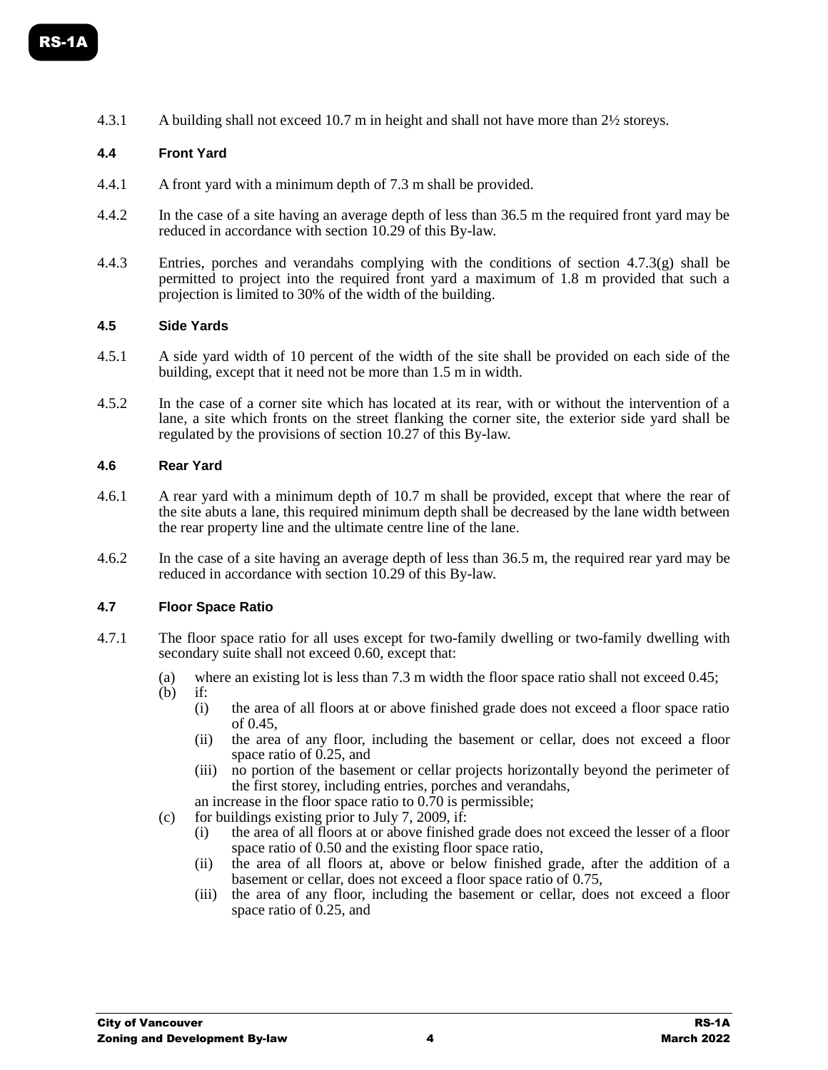4.3.1 A building shall not exceed 10.7 m in height and shall not have more than 2½ storeys.

### 4.4 Front Yard

4.4.1 A front yard with a minimum depth of 7.3 m shall be provided.

4.4.2 In the case of a site having an average depth of less than 36.5 m the required front yard may be reduced in accordance with section 10.29 of this By-law.

4.4.3 Entries, porches and verandahs complying with the conditions of section 4.7.3(g) shall be permitted to project into the required front yard a maximum of 1.8 m provided that such a projection is limited to 30% of the width of the building.

### 4.5 Side Yards

4.5.1 A side yard width of 10 percent of the width of the site shall be provided on each side of the building, except that it need not be more than 1.5 m in width.

4.5.2 In the case of a corner site which has located at its rear, with or without the intervention of a lane, a site which fronts on the street flanking the corner site, the exterior side yard shall be regulated by the provisions of section 10.27 of this By-law.

### 4.6 Rear Yard

4.6.1 A rear yard with a minimum depth of 10.7 m shall be provided, except that where the rear of the site abuts a lane, this required minimum depth shall be decreased by the lane width between the rear property line and the ultimate centre line of the lane.

4.6.2 In the case of a site having an average depth of less than 36.5 m, the required rear yard may be reduced in accordance with section 10.29 of this By-law.

### 4.7 Floor Space Ratio

4.7.1 The floor space ratio for all uses except for two-family dwelling or two-family dwelling with secondary suite shall not exceed 0.60, except that:

(a) where an existing lot is less than 7.3 m width the floor space ratio shall not exceed 0.45;

(b) if:

   (i) the area of all floors at or above finished grade does not exceed a floor space ratio of 0.45,

   (ii) the area of any floor, including the basement or cellar, does not exceed a floor space ratio of 0.25, and

   (iii) no portion of the basement or cellar projects horizontally beyond the perimeter of the first storey, including entries, porches and verandahs,

   an increase in the floor space ratio to 0.70 is permissible;

(c) for buildings existing prior to July 7, 2009, if:

   (i) the area of all floors at or above finished grade does not exceed the lesser of a floor space ratio of 0.50 and the existing floor space ratio,

   (ii) the area of all floors at, above or below finished grade, after the addition of a basement or cellar, does not exceed a floor space ratio of 0.75,

   (iii) the area of any floor, including the basement or cellar, does not exceed a floor space ratio of 0.25, and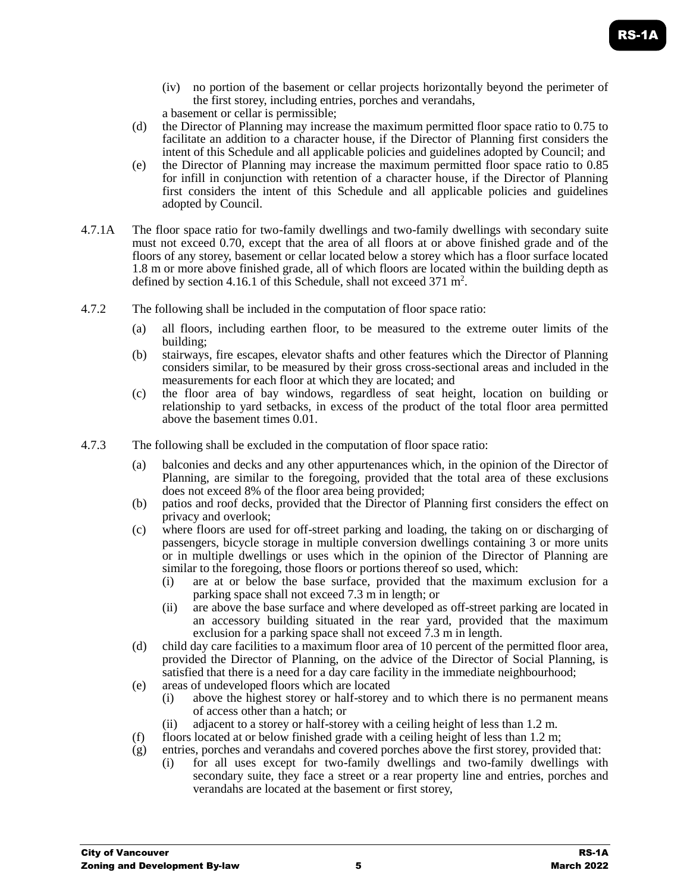(iv) no portion of the basement or cellar projects horizontally beyond the perimeter of the first storey, including entries, porches and verandahs,

a basement or cellar is permissible;

(d) the Director of Planning may increase the maximum permitted floor space ratio to 0.75 to facilitate an addition to a character house, if the Director of Planning first considers the intent of this Schedule and all applicable policies and guidelines adopted by Council; and

(e) the Director of Planning may increase the maximum permitted floor space ratio to 0.85 for infill in conjunction with retention of a character house, if the Director of Planning first considers the intent of this Schedule and all applicable policies and guidelines adopted by Council.

4.7.1A The floor space ratio for two-family dwellings and two-family dwellings with secondary suite must not exceed 0.70, except that the area of all floors at or above finished grade and of the floors of any storey, basement or cellar located below a storey which has a floor surface located 1.8 m or more above finished grade, all of which floors are located within the building depth as defined by section 4.16.1 of this Schedule, shall not exceed 371 $m^2$.

4.7.2 The following shall be included in the computation of floor space ratio:

(a) all floors, including earthen floor, to be measured to the extreme outer limits of the building;

(b) stairways, fire escapes, elevator shafts and other features which the Director of Planning considers similar, to be measured by their gross cross-sectional areas and included in the measurements for each floor at which they are located; and

(c) the floor area of bay windows, regardless of seat height, location on building or relationship to yard setbacks, in excess of the product of the total floor area permitted above the basement times 0.01.

4.7.3 The following shall be excluded in the computation of floor space ratio:

(a) balconies and decks and any other appurtenances which, in the opinion of the Director of Planning, are similar to the foregoing, provided that the total area of these exclusions does not exceed 8% of the floor area being provided;

(b) patios and roof decks, provided that the Director of Planning first considers the effect on privacy and overlook;

(c) where floors are used for off-street parking and loading, the taking on or discharging of passengers, bicycle storage in multiple conversion dwellings containing 3 or more units or in multiple dwellings or uses which in the opinion of the Director of Planning are similar to the foregoing, those floors or portions thereof so used, which:

(i) are at or below the base surface, provided that the maximum exclusion for a parking space shall not exceed 7.3 m in length; or

(ii) are above the base surface and where developed as off-street parking are located in an accessory building situated in the rear yard, provided that the maximum exclusion for a parking space shall not exceed 7.3 m in length.

(d) child day care facilities to a maximum floor area of 10 percent of the permitted floor area, provided the Director of Planning, on the advice of the Director of Social Planning, is satisfied that there is a need for a day care facility in the immediate neighbourhood;

(e) areas of undeveloped floors which are located

(i) above the highest storey or half-storey and to which there is no permanent means of access other than a hatch; or

(ii) adjacent to a storey or half-storey with a ceiling height of less than 1.2 m.

(f) floors located at or below finished grade with a ceiling height of less than 1.2 m;

(g) entries, porches and verandahs and covered porches above the first storey, provided that:

(i) for all uses except for two-family dwellings and two-family dwellings with secondary suite, they face a street or a rear property line and entries, porches and verandahs are located at the basement or first storey,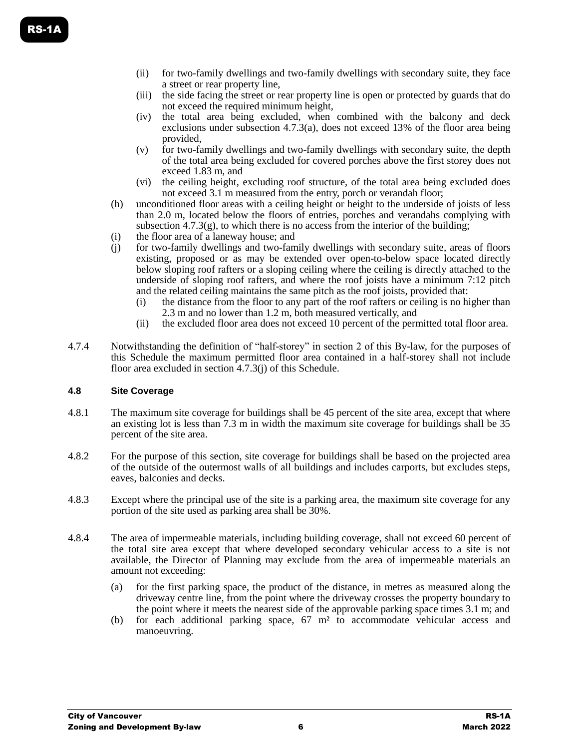(ii) for two-family dwellings and two-family dwellings with secondary suite, they face a street or rear property line,

(iii) the side facing the street or rear property line is open or protected by guards that do not exceed the required minimum height,

(iv) the total area being excluded, when combined with the balcony and deck exclusions under subsection 4.7.3(a), does not exceed 13% of the floor area being provided,

(v) for two-family dwellings and two-family dwellings with secondary suite, the depth of the total area being excluded for covered porches above the first storey does not exceed 1.83 m, and

(vi) the ceiling height, excluding roof structure, of the total area being excluded does not exceed 3.1 m measured from the entry, porch or verandah floor;

(h) unconditioned floor areas with a ceiling height or height to the underside of joists of less than 2.0 m, located below the floors of entries, porches and verandahs complying with subsection 4.7.3(g), to which there is no access from the interior of the building;

(i) the floor area of a laneway house; and

(j) for two-family dwellings and two-family dwellings with secondary suite, areas of floors existing, proposed or as may be extended over open-to-below space located directly below sloping roof rafters or a sloping ceiling where the ceiling is directly attached to the underside of sloping roof rafters, and where the roof joists have a minimum 7:12 pitch and the related ceiling maintains the same pitch as the roof joists, provided that:

  (i) the distance from the floor to any part of the roof rafters or ceiling is no higher than 2.3 m and no lower than 1.2 m, both measured vertically, and

  (ii) the excluded floor area does not exceed 10 percent of the permitted total floor area.

4.7.4 Notwithstanding the definition of "half-storey" in section 2 of this By-law, for the purposes of this Schedule the maximum permitted floor area contained in a half-storey shall not include floor area excluded in section 4.7.3(j) of this Schedule.

### 4.8 Site Coverage

4.8.1 The maximum site coverage for buildings shall be 45 percent of the site area, except that where an existing lot is less than 7.3 m in width the maximum site coverage for buildings shall be 35 percent of the site area.

4.8.2 For the purpose of this section, site coverage for buildings shall be based on the projected area of the outside of the outermost walls of all buildings and includes carports, but excludes steps, eaves, balconies and decks.

4.8.3 Except where the principal use of the site is a parking area, the maximum site coverage for any portion of the site used as parking area shall be 30%.

4.8.4 The area of impermeable materials, including building coverage, shall not exceed 60 percent of the total site area except that where developed secondary vehicular access to a site is not available, the Director of Planning may exclude from the area of impermeable materials an amount not exceeding:

(a) for the first parking space, the product of the distance, in metres as measured along the driveway centre line, from the point where the driveway crosses the property boundary to the point where it meets the nearest side of the approvable parking space times 3.1 m; and

(b) for each additional parking space, 67 m² to accommodate vehicular access and manoeuvring.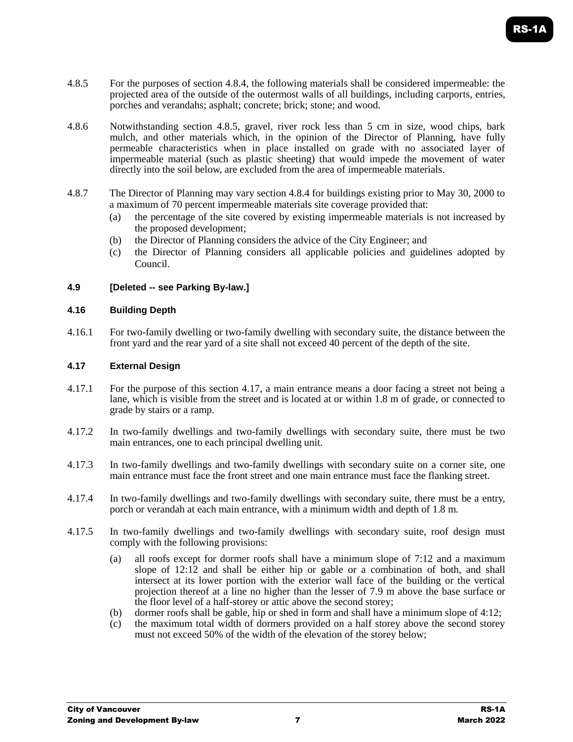4.8.5 For the purposes of section 4.8.4, the following materials shall be considered impermeable: the projected area of the outside of the outermost walls of all buildings, including carports, entries, porches and verandahs; asphalt; concrete; brick; stone; and wood.

4.8.6 Notwithstanding section 4.8.5, gravel, river rock less than 5 cm in size, wood chips, bark mulch, and other materials which, in the opinion of the Director of Planning, have fully permeable characteristics when in place installed on grade with no associated layer of impermeable material (such as plastic sheeting) that would impede the movement of water directly into the soil below, are excluded from the area of impermeable materials.

4.8.7 The Director of Planning may vary section 4.8.4 for buildings existing prior to May 30, 2000 to a maximum of 70 percent impermeable materials site coverage provided that:

(a) the percentage of the site covered by existing impermeable materials is not increased by the proposed development;
(b) the Director of Planning considers the advice of the City Engineer; and
(c) the Director of Planning considers all applicable policies and guidelines adopted by Council.

### 4.9 [Deleted -- see Parking By-law.]

### 4.16 Building Depth

4.16.1 For two-family dwelling or two-family dwelling with secondary suite, the distance between the front yard and the rear yard of a site shall not exceed 40 percent of the depth of the site.

### 4.17 External Design

4.17.1 For the purpose of this section 4.17, a main entrance means a door facing a street not being a lane, which is visible from the street and is located at or within 1.8 m of grade, or connected to grade by stairs or a ramp.

4.17.2 In two-family dwellings and two-family dwellings with secondary suite, there must be two main entrances, one to each principal dwelling unit.

4.17.3 In two-family dwellings and two-family dwellings with secondary suite on a corner site, one main entrance must face the front street and one main entrance must face the flanking street.

4.17.4 In two-family dwellings and two-family dwellings with secondary suite, there must be a entry, porch or verandah at each main entrance, with a minimum width and depth of 1.8 m.

4.17.5 In two-family dwellings and two-family dwellings with secondary suite, roof design must comply with the following provisions:

(a) all roofs except for dormer roofs shall have a minimum slope of 7:12 and a maximum slope of 12:12 and shall be either hip or gable or a combination of both, and shall intersect at its lower portion with the exterior wall face of the building or the vertical projection thereof at a line no higher than the lesser of 7.9 m above the base surface or the floor level of a half-storey or attic above the second storey;
(b) dormer roofs shall be gable, hip or shed in form and shall have a minimum slope of 4:12;
(c) the maximum total width of dormers provided on a half storey above the second storey must not exceed 50% of the width of the elevation of the storey below;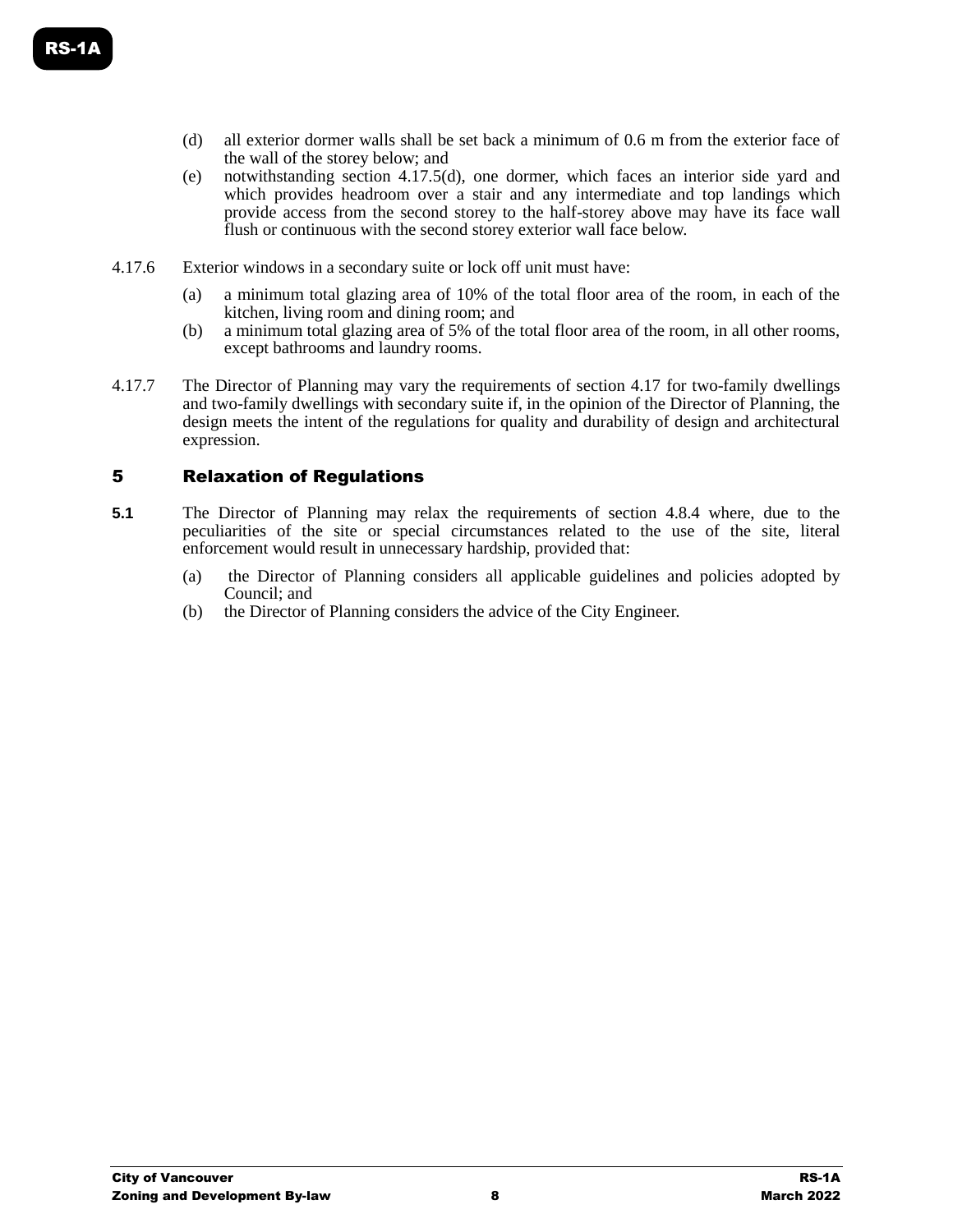(d) all exterior dormer walls shall be set back a minimum of 0.6 m from the exterior face of the wall of the storey below; and

(e) notwithstanding section 4.17.5(d), one dormer, which faces an interior side yard and which provides headroom over a stair and any intermediate and top landings which provide access from the second storey to the half-storey above may have its face wall flush or continuous with the second storey exterior wall face below.

4.17.6 Exterior windows in a secondary suite or lock off unit must have:

(a) a minimum total glazing area of 10% of the total floor area of the room, in each of the kitchen, living room and dining room; and

(b) a minimum total glazing area of 5% of the total floor area of the room, in all other rooms, except bathrooms and laundry rooms.

4.17.7 The Director of Planning may vary the requirements of section 4.17 for two-family dwellings and two-family dwellings with secondary suite if, in the opinion of the Director of Planning, the design meets the intent of the regulations for quality and durability of design and architectural expression.

## 5 Relaxation of Regulations

**5.1** The Director of Planning may relax the requirements of section 4.8.4 where, due to the peculiarities of the site or special circumstances related to the use of the site, literal enforcement would result in unnecessary hardship, provided that:

(a) the Director of Planning considers all applicable guidelines and policies adopted by Council; and

(b) the Director of Planning considers the advice of the City Engineer.